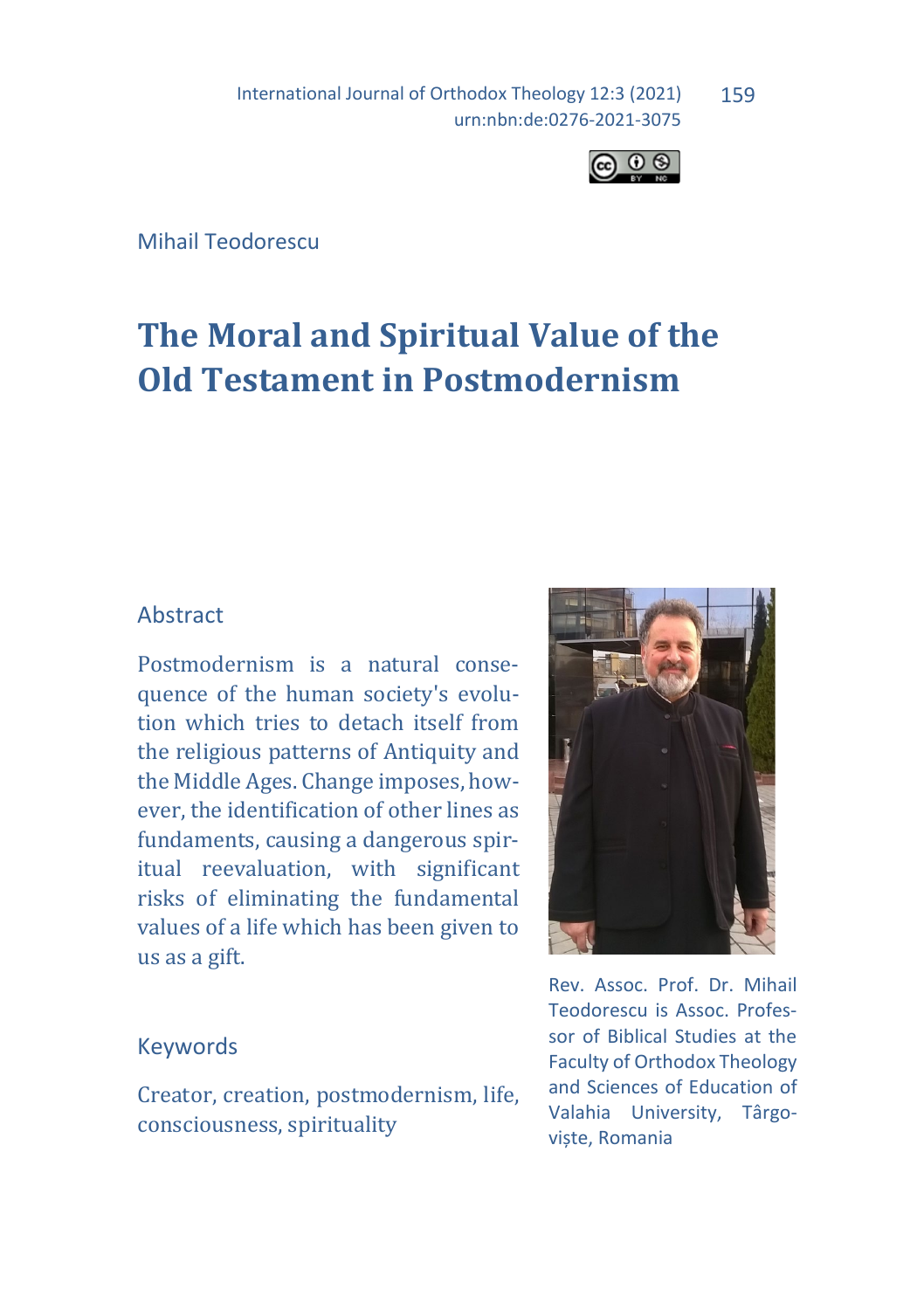Mihail Teodorescu

# The Moral and Spiritual Value of the Old Testament in Postmodernism

## Abstract

Postmodernism is a natural consequence of the human society's evolution which tries to detach itself from the religious patterns of Antiquity and the Middle Ages. Change imposes, however, the identification of other lines as fundaments, causing a dangerous spiritual reevaluation, with significant risks of eliminating the fundamental values of a life which has been given to us as a gift.

## Keywords

Creator, creation, postmodernism, life, consciousness, spirituality

Rev. Assoc. Prof. Dr. Mihail Teodorescu is Assoc. Professor of Biblical Studies at the Faculty of Orthodox Theology and Sciences of Education of Valahia University, Târgoviște, Romania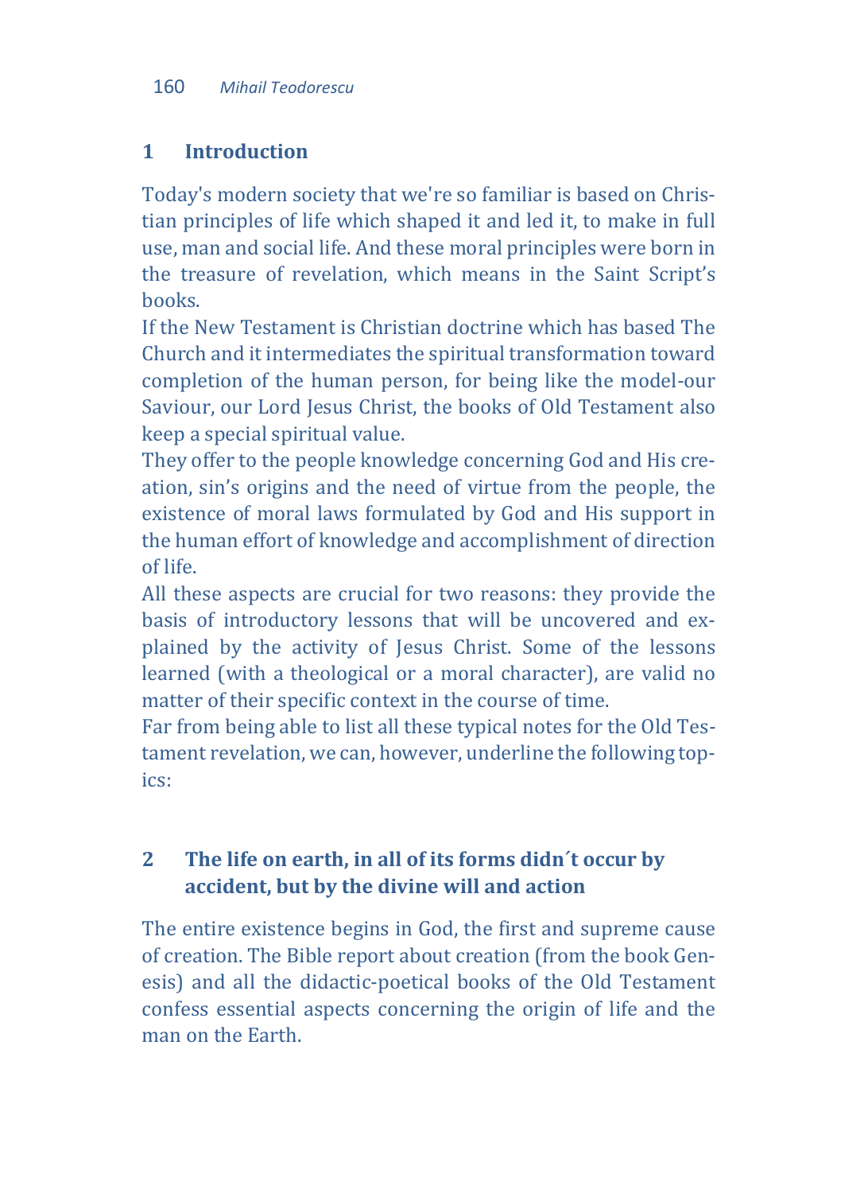## 1 Introduction

Today's modern society that we're so familiar is based on Christian principles of life which shaped it and led it, to make in full use, man and social life. And these moral principles were born in the treasure of revelation, which means in the Saint Script's books.

If the New Testament is Christian doctrine which has based The Church and it intermediates the spiritual transformation toward completion of the human person, for being like the model-our Saviour, our Lord Jesus Christ, the books of Old Testament also keep a special spiritual value.

They offer to the people knowledge concerning God and His creation, sin's origins and the need of virtue from the people, the existence of moral laws formulated by God and His support in the human effort of knowledge and accomplishment of direction of life.

All these aspects are crucial for two reasons: they provide the basis of introductory lessons that will be uncovered and explained by the activity of Jesus Christ. Some of the lessons learned (with a theological or a moral character), are valid no matter of their specific context in the course of time.

Far from being able to list all these typical notes for the Old Testament revelation, we can, however, underline the following topics:

## 2 The life on earth, in all of its forms didn´t occur by accident, but by the divine will and action

The entire existence begins in God, the first and supreme cause of creation. The Bible report about creation (from the book Genesis) and all the didactic-poetical books of the Old Testament confess essential aspects concerning the origin of life and the man on the Earth.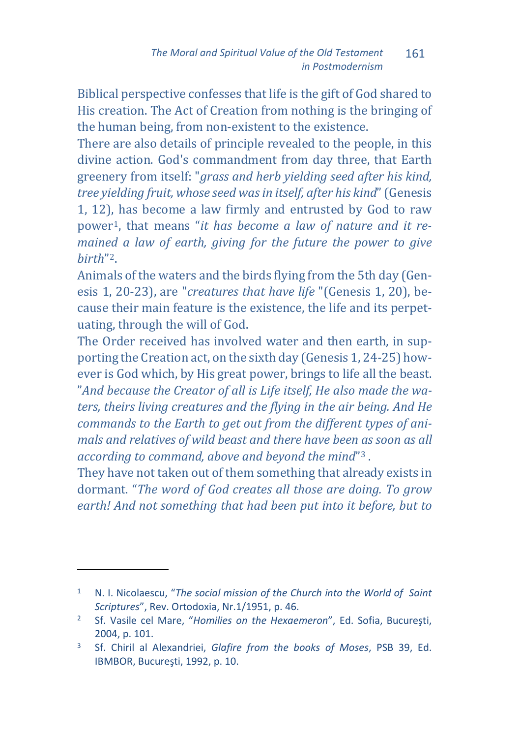Biblical perspective confesses that life is the gift of God shared to His creation. The Act of Creation from nothing is the bringing of the human being, from non-existent to the existence.

There are also details of principle revealed to the people, in this divine action. God's commandment from day three, that Earth greenery from itself: "*grass and herb yielding seed after his kind, tree yielding fruit, whose seed was in itself, after his kind*" (Genesis 1, 12), has become a law firmly and entrusted by God to raw power[1], that means "*it has become a law of nature and it remained a law of earth, giving for the future the power to give birth*"[2].

Animals of the waters and the birds flying from the 5th day (Genesis 1, 20-23), are "*creatures that have life* "(Genesis 1, 20), because their main feature is the existence, the life and its perpetuating, through the will of God.

The Order received has involved water and then earth, in supporting the Creation act, on the sixth day (Genesis 1, 24-25) however is God which, by His great power, brings to life all the beast. "*And because the Creator of all is Life itself, He also made the waters, theirs living creatures and the flying in the air being. And He commands to the Earth to get out from the different types of animals and relatives of wild beast and there have been as soon as all according to command, above and beyond the mind*"[3] .

They have not taken out of them something that already exists in dormant. "*The word of God creates all those are doing. To grow earth! And not something that had been put into it before, but to*

---

[1] N. I. Nicolaescu, "*The social mission of the Church into the World of Saint Scriptures*", Rev. Ortodoxia, Nr.1/1951, p. 46.

[2] Sf. Vasile cel Mare, "*Homilies on the Hexaemeron*", Ed. Sofia, Bucureşti, 2004, p. 101.

[3] Sf. Chiril al Alexandriei, *Glafire from the books of Moses*, PSB 39, Ed. IBMBOR, Bucureşti, 1992, p. 10.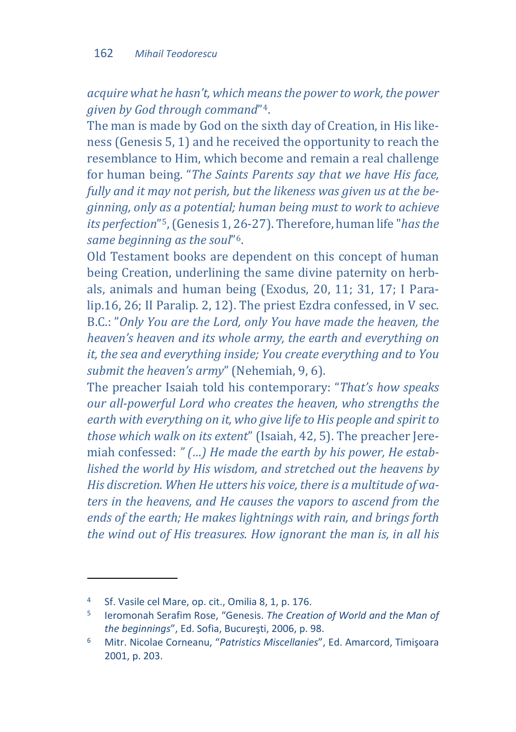*acquire what he hasn't, which means the power to work, the power given by God through command*"[4].

The man is made by God on the sixth day of Creation, in His likeness (Genesis 5, 1) and he received the opportunity to reach the resemblance to Him, which become and remain a real challenge for human being. "*The Saints Parents say that we have His face, fully and it may not perish, but the likeness was given us at the beginning, only as a potential; human being must to work to achieve its perfection*"[5], (Genesis 1, 26-27). Therefore, human life "*has the same beginning as the soul*"[6].

Old Testament books are dependent on this concept of human being Creation, underlining the same divine paternity on herbals, animals and human being (Exodus, 20, 11; 31, 17; I Paralip.16, 26; II Paralip. 2, 12). The priest Ezdra confessed, in V sec. B.C.: "*Only You are the Lord, only You have made the heaven, the heaven's heaven and its whole army, the earth and everything on it, the sea and everything inside; You create everything and to You submit the heaven's army*" (Nehemiah, 9, 6).

The preacher Isaiah told his contemporary: "*That's how speaks our all-powerful Lord who creates the heaven, who strengths the earth with everything on it, who give life to His people and spirit to those which walk on its extent*" (Isaiah, 42, 5). The preacher Jeremiah confessed: *" (...) He made the earth by his power, He established the world by His wisdom, and stretched out the heavens by His discretion. When He utters his voice, there is a multitude of waters in the heavens, and He causes the vapors to ascend from the ends of the earth; He makes lightnings with rain, and brings forth the wind out of His treasures. How ignorant the man is, in all his*

---

[4] Sf. Vasile cel Mare, op. cit., Omilia 8, 1, p. 176.

[5] Ieromonah Serafim Rose, "Genesis. *The Creation of World and the Man of the beginnings*", Ed. Sofia, Bucureşti, 2006, p. 98.

[6] Mitr. Nicolae Corneanu, "*Patristics Miscellanies*", Ed. Amarcord, Timişoara 2001, p. 203.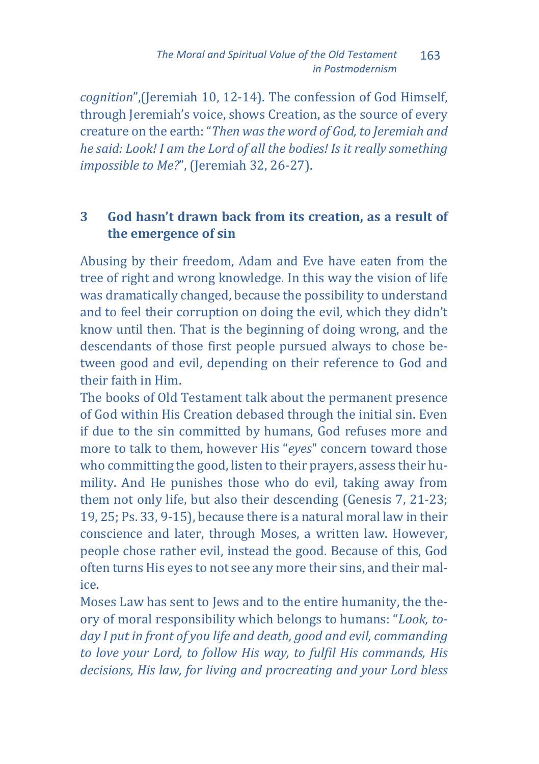*cognition*",(Jeremiah 10, 12-14). The confession of God Himself, through Jeremiah's voice, shows Creation, as the source of every creature on the earth: "*Then was the word of God, to Jeremiah and he said: Look! I am the Lord of all the bodies! Is it really something impossible to Me?*", (Jeremiah 32, 26-27).

## 3 God hasn't drawn back from its creation, as a result of the emergence of sin

Abusing by their freedom, Adam and Eve have eaten from the tree of right and wrong knowledge. In this way the vision of life was dramatically changed, because the possibility to understand and to feel their corruption on doing the evil, which they didn't know until then. That is the beginning of doing wrong, and the descendants of those first people pursued always to chose between good and evil, depending on their reference to God and their faith in Him.

The books of Old Testament talk about the permanent presence of God within His Creation debased through the initial sin. Even if due to the sin committed by humans, God refuses more and more to talk to them, however His "*eyes*" concern toward those who committing the good, listen to their prayers, assess their humility. And He punishes those who do evil, taking away from them not only life, but also their descending (Genesis 7, 21-23; 19, 25; Ps. 33, 9-15), because there is a natural moral law in their conscience and later, through Moses, a written law. However, people chose rather evil, instead the good. Because of this, God often turns His eyes to not see any more their sins, and their malice.

Moses Law has sent to Jews and to the entire humanity, the theory of moral responsibility which belongs to humans: "*Look, today I put in front of you life and death, good and evil, commanding to love your Lord, to follow His way, to fulfil His commands, His decisions, His law, for living and procreating and your Lord bless*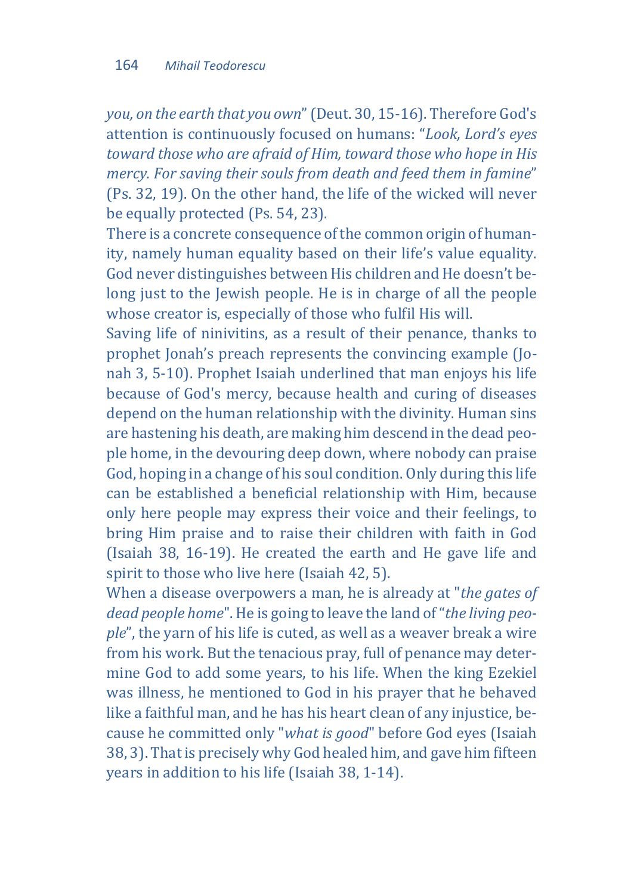*you, on the earth that you own*" (Deut. 30, 15-16). Therefore God's attention is continuously focused on humans: "*Look, Lord's eyes toward those who are afraid of Him, toward those who hope in His mercy. For saving their souls from death and feed them in famine*" (Ps. 32, 19). On the other hand, the life of the wicked will never be equally protected (Ps. 54, 23).

There is a concrete consequence of the common origin of humanity, namely human equality based on their life's value equality. God never distinguishes between His children and He doesn't belong just to the Jewish people. He is in charge of all the people whose creator is, especially of those who fulfil His will.

Saving life of ninivitins, as a result of their penance, thanks to prophet Jonah's preach represents the convincing example (Jonah 3, 5-10). Prophet Isaiah underlined that man enjoys his life because of God's mercy, because health and curing of diseases depend on the human relationship with the divinity. Human sins are hastening his death, are making him descend in the dead people home, in the devouring deep down, where nobody can praise God, hoping in a change of his soul condition. Only during this life can be established a beneficial relationship with Him, because only here people may express their voice and their feelings, to bring Him praise and to raise their children with faith in God (Isaiah 38, 16-19). He created the earth and He gave life and spirit to those who live here (Isaiah 42, 5).

When a disease overpowers a man, he is already at "*the gates of dead people home*". He is going to leave the land of "*the living people*", the yarn of his life is cuted, as well as a weaver break a wire from his work. But the tenacious pray, full of penance may determine God to add some years, to his life. When the king Ezekiel was illness, he mentioned to God in his prayer that he behaved like a faithful man, and he has his heart clean of any injustice, because he committed only "*what is good*" before God eyes (Isaiah 38, 3). That is precisely why God healed him, and gave him fifteen years in addition to his life (Isaiah 38, 1-14).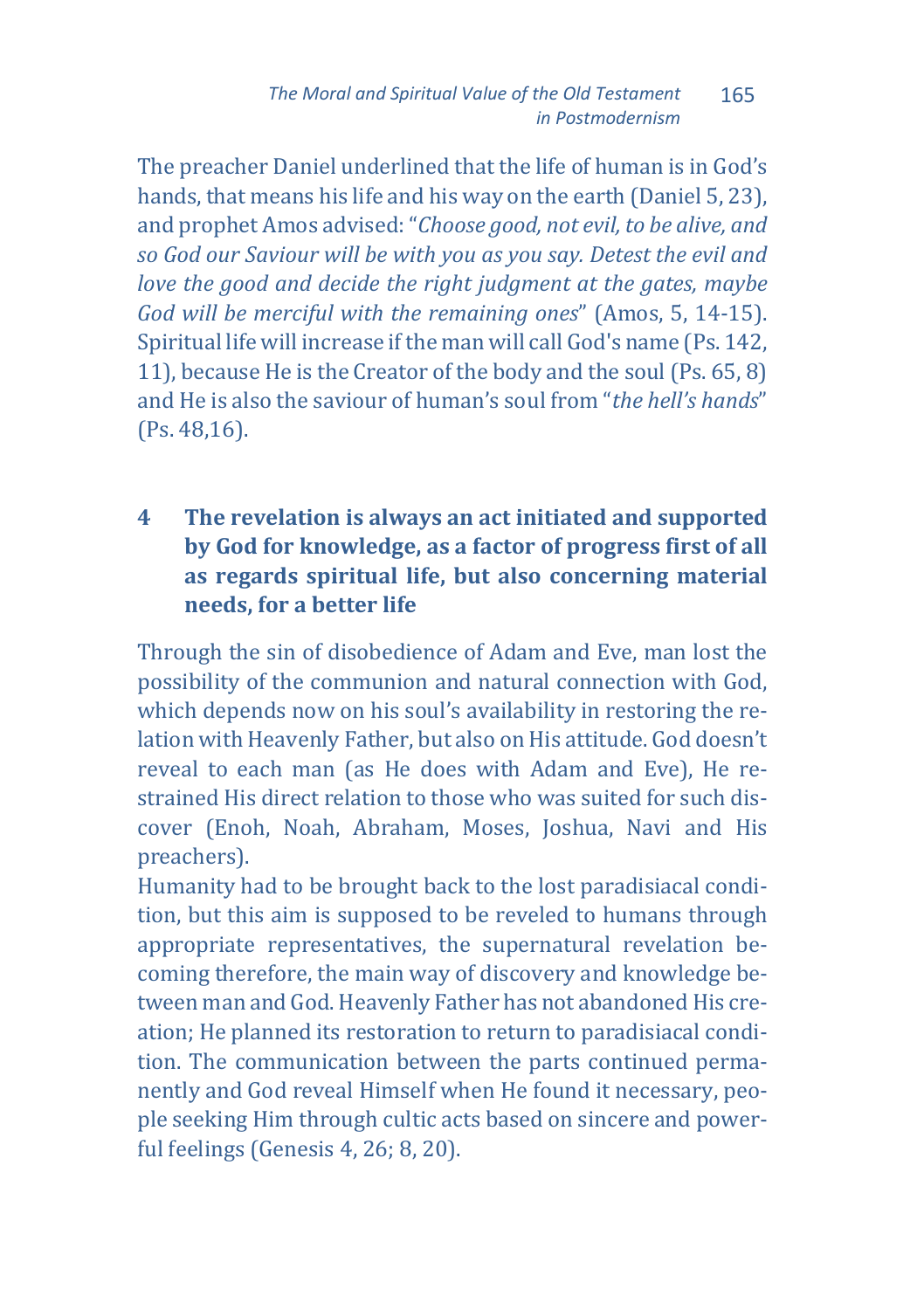The preacher Daniel underlined that the life of human is in God's hands, that means his life and his way on the earth (Daniel 5, 23), and prophet Amos advised: "*Choose good, not evil, to be alive, and so God our Saviour will be with you as you say. Detest the evil and love the good and decide the right judgment at the gates, maybe God will be merciful with the remaining ones*" (Amos, 5, 14-15). Spiritual life will increase if the man will call God's name (Ps. 142, 11), because He is the Creator of the body and the soul (Ps. 65, 8) and He is also the saviour of human's soul from "*the hell's hands*" (Ps. 48,16).

## 4 The revelation is always an act initiated and supported by God for knowledge, as a factor of progress first of all as regards spiritual life, but also concerning material needs, for a better life

Through the sin of disobedience of Adam and Eve, man lost the possibility of the communion and natural connection with God, which depends now on his soul's availability in restoring the relation with Heavenly Father, but also on His attitude. God doesn't reveal to each man (as He does with Adam and Eve), He restrained His direct relation to those who was suited for such discover (Enoh, Noah, Abraham, Moses, Joshua, Navi and His preachers).

Humanity had to be brought back to the lost paradisiacal condition, but this aim is supposed to be reveled to humans through appropriate representatives, the supernatural revelation becoming therefore, the main way of discovery and knowledge between man and God. Heavenly Father has not abandoned His creation; He planned its restoration to return to paradisiacal condition. The communication between the parts continued permanently and God reveal Himself when He found it necessary, people seeking Him through cultic acts based on sincere and powerful feelings (Genesis 4, 26; 8, 20).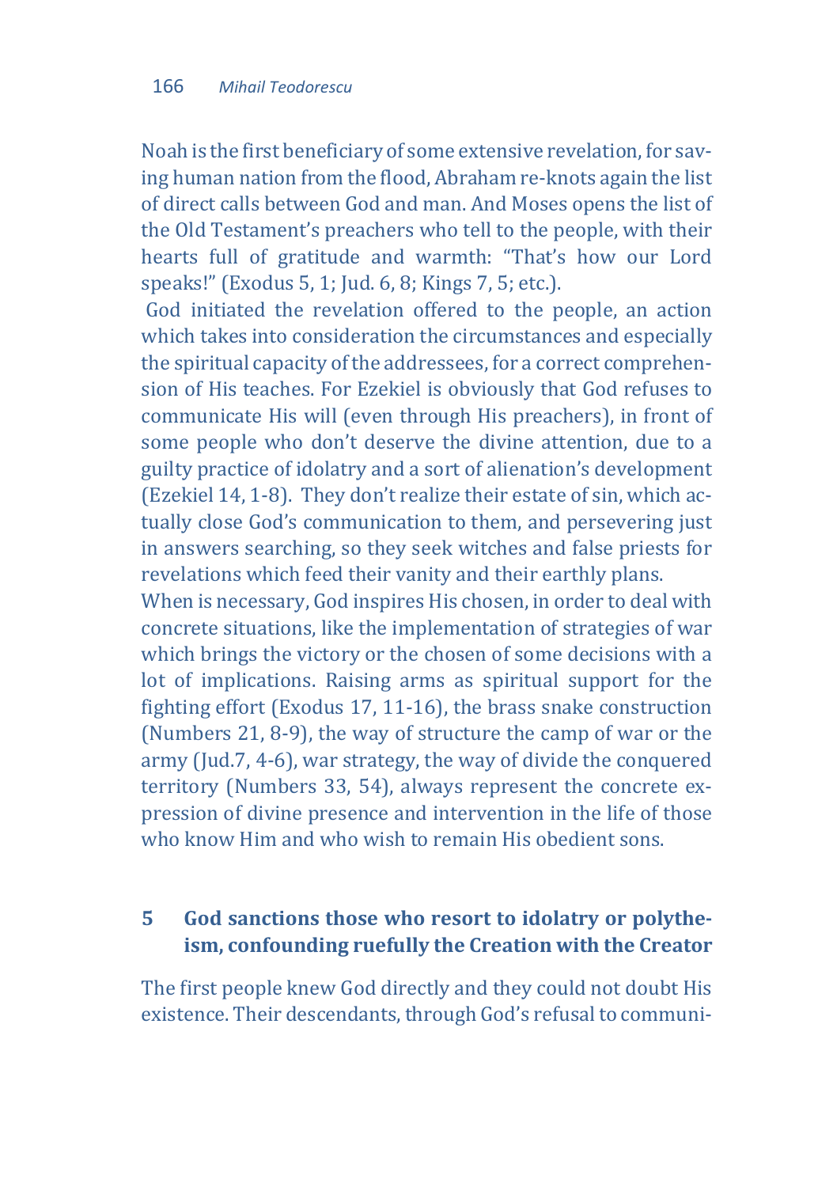Noah is the first beneficiary of some extensive revelation, for saving human nation from the flood, Abraham re-knots again the list of direct calls between God and man. And Moses opens the list of the Old Testament's preachers who tell to the people, with their hearts full of gratitude and warmth: "That's how our Lord speaks!" (Exodus 5, 1; Jud. 6, 8; Kings 7, 5; etc.).

God initiated the revelation offered to the people, an action which takes into consideration the circumstances and especially the spiritual capacity of the addressees, for a correct comprehension of His teaches. For Ezekiel is obviously that God refuses to communicate His will (even through His preachers), in front of some people who don't deserve the divine attention, due to a guilty practice of idolatry and a sort of alienation's development (Ezekiel 14, 1-8). They don't realize their estate of sin, which actually close God's communication to them, and persevering just in answers searching, so they seek witches and false priests for revelations which feed their vanity and their earthly plans.

When is necessary, God inspires His chosen, in order to deal with concrete situations, like the implementation of strategies of war which brings the victory or the chosen of some decisions with a lot of implications. Raising arms as spiritual support for the fighting effort (Exodus 17, 11-16), the brass snake construction (Numbers 21, 8-9), the way of structure the camp of war or the army (Jud.7, 4-6), war strategy, the way of divide the conquered territory (Numbers 33, 54), always represent the concrete expression of divine presence and intervention in the life of those who know Him and who wish to remain His obedient sons.

## 5 God sanctions those who resort to idolatry or polytheism, confounding ruefully the Creation with the Creator

The first people knew God directly and they could not doubt His existence. Their descendants, through God's refusal to communi-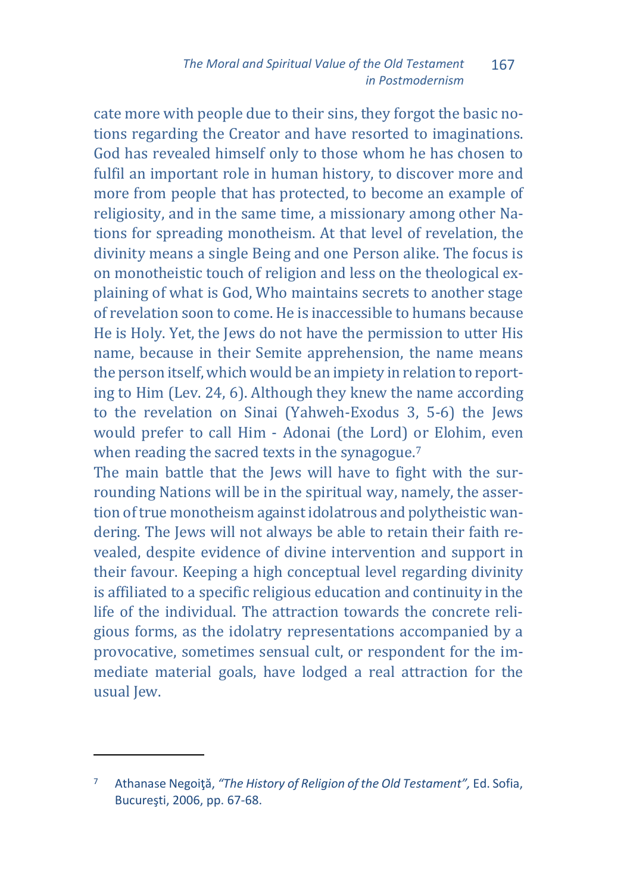cate more with people due to their sins, they forgot the basic notions regarding the Creator and have resorted to imaginations. God has revealed himself only to those whom he has chosen to fulfil an important role in human history, to discover more and more from people that has protected, to become an example of religiosity, and in the same time, a missionary among other Nations for spreading monotheism. At that level of revelation, the divinity means a single Being and one Person alike. The focus is on monotheistic touch of religion and less on the theological explaining of what is God, Who maintains secrets to another stage of revelation soon to come. He is inaccessible to humans because He is Holy. Yet, the Jews do not have the permission to utter His name, because in their Semite apprehension, the name means the person itself, which would be an impiety in relation to reporting to Him (Lev. 24, 6). Although they knew the name according to the revelation on Sinai (Yahweh-Exodus 3, 5-6) the Jews would prefer to call Him - Adonai (the Lord) or Elohim, even when reading the sacred texts in the synagogue.[7]

The main battle that the Jews will have to fight with the surrounding Nations will be in the spiritual way, namely, the assertion of true monotheism against idolatrous and polytheistic wandering. The Jews will not always be able to retain their faith revealed, despite evidence of divine intervention and support in their favour. Keeping a high conceptual level regarding divinity is affiliated to a specific religious education and continuity in the life of the individual. The attraction towards the concrete religious forms, as the idolatry representations accompanied by a provocative, sometimes sensual cult, or respondent for the immediate material goals, have lodged a real attraction for the usual Jew.

---

[7] Athanase Negoiţă, *"The History of Religion of the Old Testament",* Ed. Sofia, Bucureşti, 2006, pp. 67-68.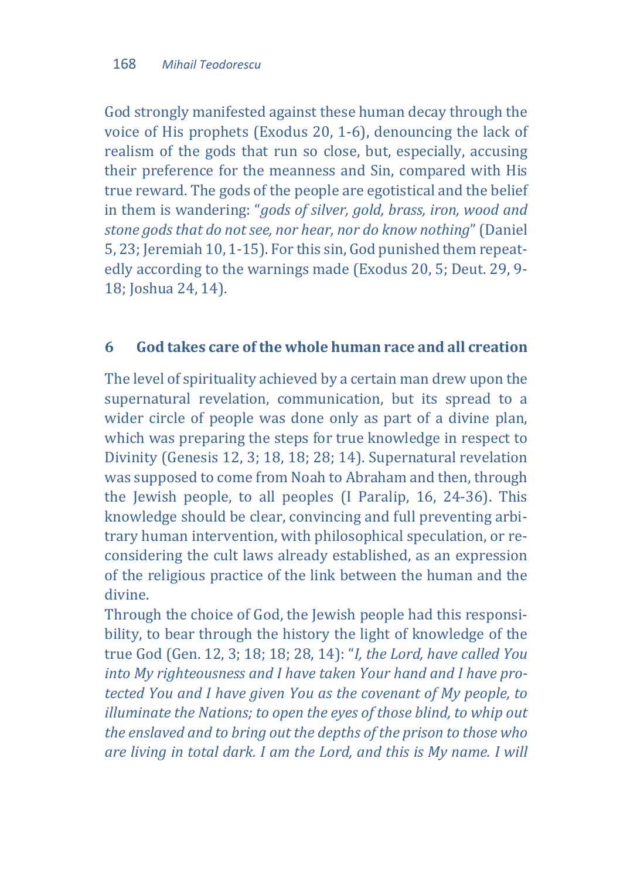God strongly manifested against these human decay through the voice of His prophets (Exodus 20, 1-6), denouncing the lack of realism of the gods that run so close, but, especially, accusing their preference for the meanness and Sin, compared with His true reward. The gods of the people are egotistical and the belief in them is wandering: "*gods of silver, gold, brass, iron, wood and stone gods that do not see, nor hear, nor do know nothing*" (Daniel 5, 23; Jeremiah 10, 1-15). For this sin, God punished them repeatedly according to the warnings made (Exodus 20, 5; Deut. 29, 9-18; Joshua 24, 14).

## 6 God takes care of the whole human race and all creation

The level of spirituality achieved by a certain man drew upon the supernatural revelation, communication, but its spread to a wider circle of people was done only as part of a divine plan, which was preparing the steps for true knowledge in respect to Divinity (Genesis 12, 3; 18, 18; 28; 14). Supernatural revelation was supposed to come from Noah to Abraham and then, through the Jewish people, to all peoples (I Paralip, 16, 24-36). This knowledge should be clear, convincing and full preventing arbitrary human intervention, with philosophical speculation, or reconsidering the cult laws already established, as an expression of the religious practice of the link between the human and the divine.

Through the choice of God, the Jewish people had this responsibility, to bear through the history the light of knowledge of the true God (Gen. 12, 3; 18; 18; 28, 14): "*I, the Lord, have called You into My righteousness and I have taken Your hand and I have protected You and I have given You as the covenant of My people, to illuminate the Nations; to open the eyes of those blind, to whip out the enslaved and to bring out the depths of the prison to those who are living in total dark. I am the Lord, and this is My name. I will*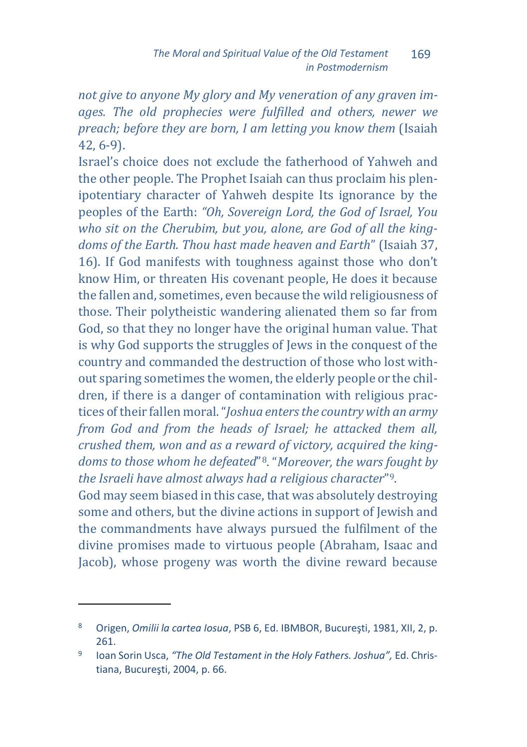*not give to anyone My glory and My veneration of any graven images. The old prophecies were fulfilled and others, newer we preach; before they are born, I am letting you know them* (Isaiah 42, 6-9).

Israel's choice does not exclude the fatherhood of Yahweh and the other people. The Prophet Isaiah can thus proclaim his plenipotentiary character of Yahweh despite Its ignorance by the peoples of the Earth: *"Oh, Sovereign Lord, the God of Israel, You who sit on the Cherubim, but you, alone, are God of all the kingdoms of the Earth. Thou hast made heaven and Earth*" (Isaiah 37, 16). If God manifests with toughness against those who don't know Him, or threaten His covenant people, He does it because the fallen and, sometimes, even because the wild religiousness of those. Their polytheistic wandering alienated them so far from God, so that they no longer have the original human value. That is why God supports the struggles of Jews in the conquest of the country and commanded the destruction of those who lost without sparing sometimes the women, the elderly people or the children, if there is a danger of contamination with religious practices of their fallen moral. "*Joshua enters the country with an army from God and from the heads of Israel; he attacked them all, crushed them, won and as a reward of victory, acquired the kingdoms to those whom he defeated*"[8]. "*Moreover, the wars fought by the Israeli have almost always had a religious character*"[9].

God may seem biased in this case, that was absolutely destroying some and others, but the divine actions in support of Jewish and the commandments have always pursued the fulfilment of the divine promises made to virtuous people (Abraham, Isaac and Jacob), whose progeny was worth the divine reward because

---

[8] Origen, *Omilii la cartea Iosua*, PSB 6, Ed. IBMBOR, Bucureşti, 1981, XII, 2, p. 261.

[9] Ioan Sorin Usca, *"The Old Testament in the Holy Fathers. Joshua",* Ed. Christiana, Bucureşti, 2004, p. 66.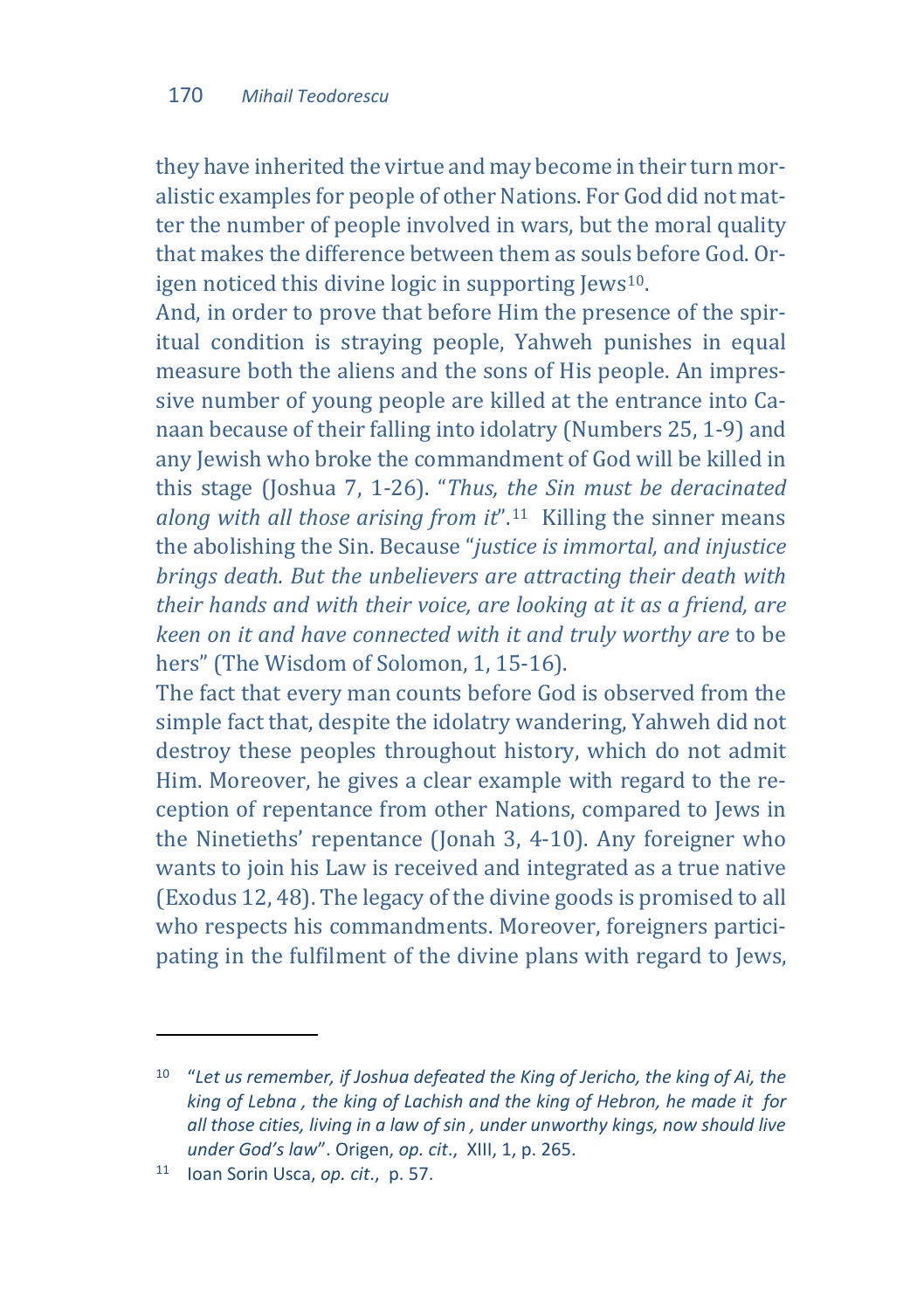they have inherited the virtue and may become in their turn moralistic examples for people of other Nations. For God did not matter the number of people involved in wars, but the moral quality that makes the difference between them as souls before God. Origen noticed this divine logic in supporting Jews[10].

And, in order to prove that before Him the presence of the spiritual condition is straying people, Yahweh punishes in equal measure both the aliens and the sons of His people. An impressive number of young people are killed at the entrance into Canaan because of their falling into idolatry (Numbers 25, 1-9) and any Jewish who broke the commandment of God will be killed in this stage (Joshua 7, 1-26). "*Thus, the Sin must be deracinated along with all those arising from it*".[11] Killing the sinner means the abolishing the Sin. Because "*justice is immortal, and injustice brings death. But the unbelievers are attracting their death with their hands and with their voice, are looking at it as a friend, are keen on it and have connected with it and truly worthy are* to be hers" (The Wisdom of Solomon, 1, 15-16).

The fact that every man counts before God is observed from the simple fact that, despite the idolatry wandering, Yahweh did not destroy these peoples throughout history, which do not admit Him. Moreover, he gives a clear example with regard to the reception of repentance from other Nations, compared to Jews in the Ninetieths' repentance (Jonah 3, 4-10). Any foreigner who wants to join his Law is received and integrated as a true native (Exodus 12, 48). The legacy of the divine goods is promised to all who respects his commandments. Moreover, foreigners participating in the fulfilment of the divine plans with regard to Jews,

---

[10] "*Let us remember, if Joshua defeated the King of Jericho, the king of Ai, the king of Lebna , the king of Lachish and the king of Hebron, he made it for all those cities, living in a law of sin , under unworthy kings, now should live under God's law*". Origen, *op. cit*., XIII, 1, p. 265.

[11] Ioan Sorin Usca, *op. cit*., p. 57.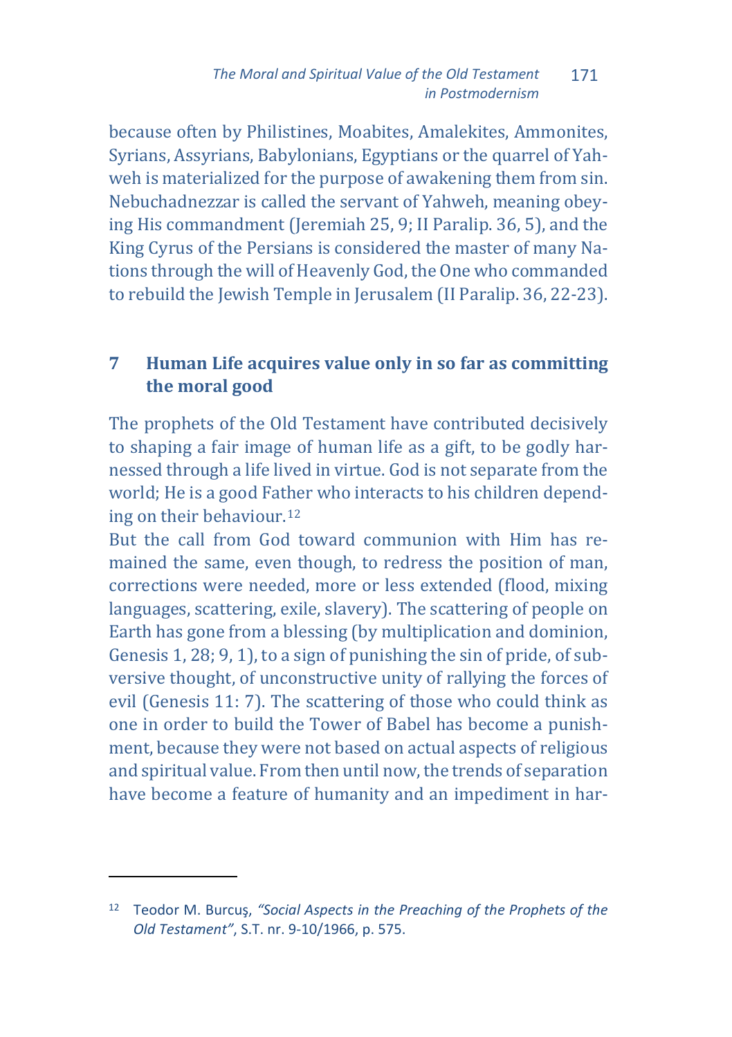because often by Philistines, Moabites, Amalekites, Ammonites, Syrians, Assyrians, Babylonians, Egyptians or the quarrel of Yahweh is materialized for the purpose of awakening them from sin. Nebuchadnezzar is called the servant of Yahweh, meaning obeying His commandment (Jeremiah 25, 9; II Paralip. 36, 5), and the King Cyrus of the Persians is considered the master of many Nations through the will of Heavenly God, the One who commanded to rebuild the Jewish Temple in Jerusalem (II Paralip. 36, 22-23).

## 7 Human Life acquires value only in so far as committing the moral good

The prophets of the Old Testament have contributed decisively to shaping a fair image of human life as a gift, to be godly harnessed through a life lived in virtue. God is not separate from the world; He is a good Father who interacts to his children depending on their behaviour.[12]

But the call from God toward communion with Him has remained the same, even though, to redress the position of man, corrections were needed, more or less extended (flood, mixing languages, scattering, exile, slavery). The scattering of people on Earth has gone from a blessing (by multiplication and dominion, Genesis 1, 28; 9, 1), to a sign of punishing the sin of pride, of subversive thought, of unconstructive unity of rallying the forces of evil (Genesis 11: 7). The scattering of those who could think as one in order to build the Tower of Babel has become a punishment, because they were not based on actual aspects of religious and spiritual value. From then until now, the trends of separation have become a feature of humanity and an impediment in har-

---

[12] Teodor M. Burcuş, *"Social Aspects in the Preaching of the Prophets of the Old Testament"*, S.T. nr. 9-10/1966, p. 575.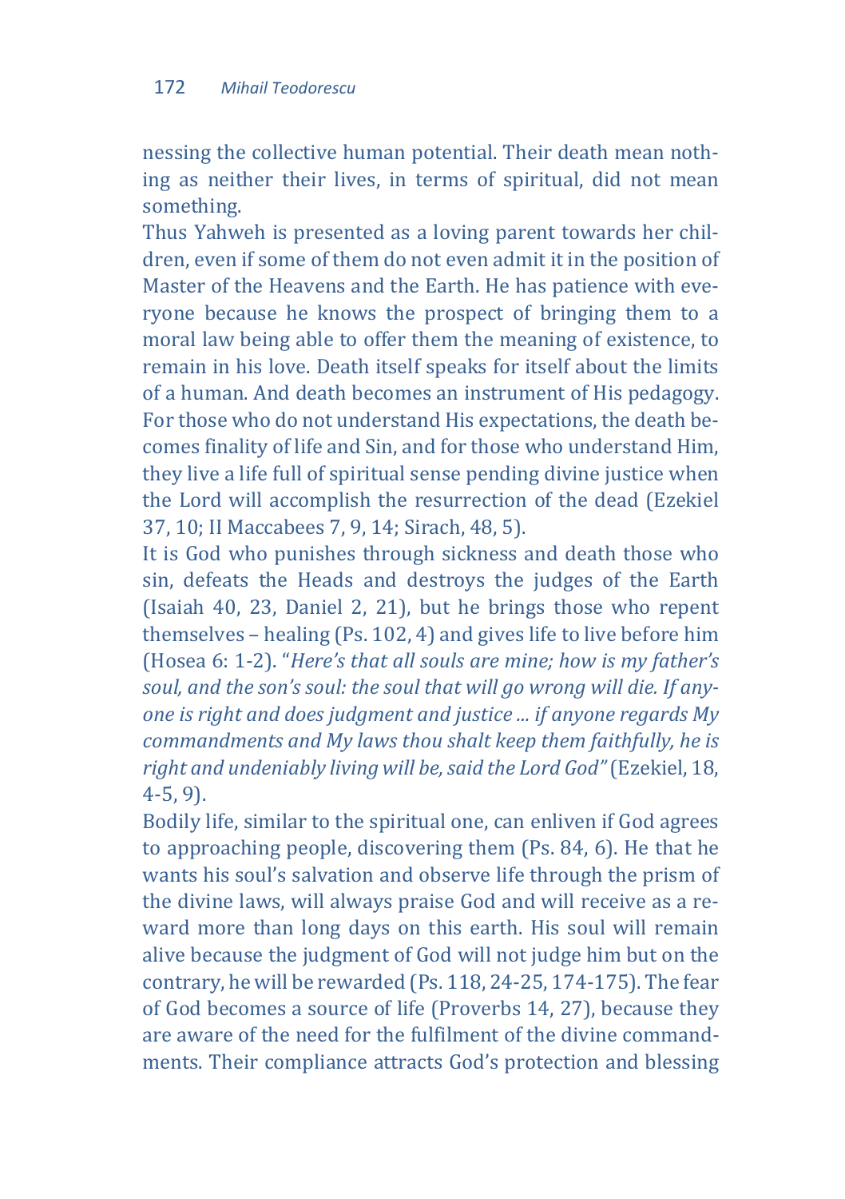nessing the collective human potential. Their death mean nothing as neither their lives, in terms of spiritual, did not mean something.

Thus Yahweh is presented as a loving parent towards her children, even if some of them do not even admit it in the position of Master of the Heavens and the Earth. He has patience with everyone because he knows the prospect of bringing them to a moral law being able to offer them the meaning of existence, to remain in his love. Death itself speaks for itself about the limits of a human. And death becomes an instrument of His pedagogy. For those who do not understand His expectations, the death becomes finality of life and Sin, and for those who understand Him, they live a life full of spiritual sense pending divine justice when the Lord will accomplish the resurrection of the dead (Ezekiel 37, 10; II Maccabees 7, 9, 14; Sirach, 48, 5).

It is God who punishes through sickness and death those who sin, defeats the Heads and destroys the judges of the Earth (Isaiah 40, 23, Daniel 2, 21), but he brings those who repent themselves – healing (Ps. 102, 4) and gives life to live before him (Hosea 6: 1-2). "*Here's that all souls are mine; how is my father's soul, and the son's soul: the soul that will go wrong will die. If anyone is right and does judgment and justice ... if anyone regards My commandments and My laws thou shalt keep them faithfully, he is right and undeniably living will be, said the Lord God"* (Ezekiel, 18, 4-5, 9).

Bodily life, similar to the spiritual one, can enliven if God agrees to approaching people, discovering them (Ps. 84, 6). He that he wants his soul's salvation and observe life through the prism of the divine laws, will always praise God and will receive as a reward more than long days on this earth. His soul will remain alive because the judgment of God will not judge him but on the contrary, he will be rewarded (Ps. 118, 24-25, 174-175). The fear of God becomes a source of life (Proverbs 14, 27), because they are aware of the need for the fulfilment of the divine commandments. Their compliance attracts God's protection and blessing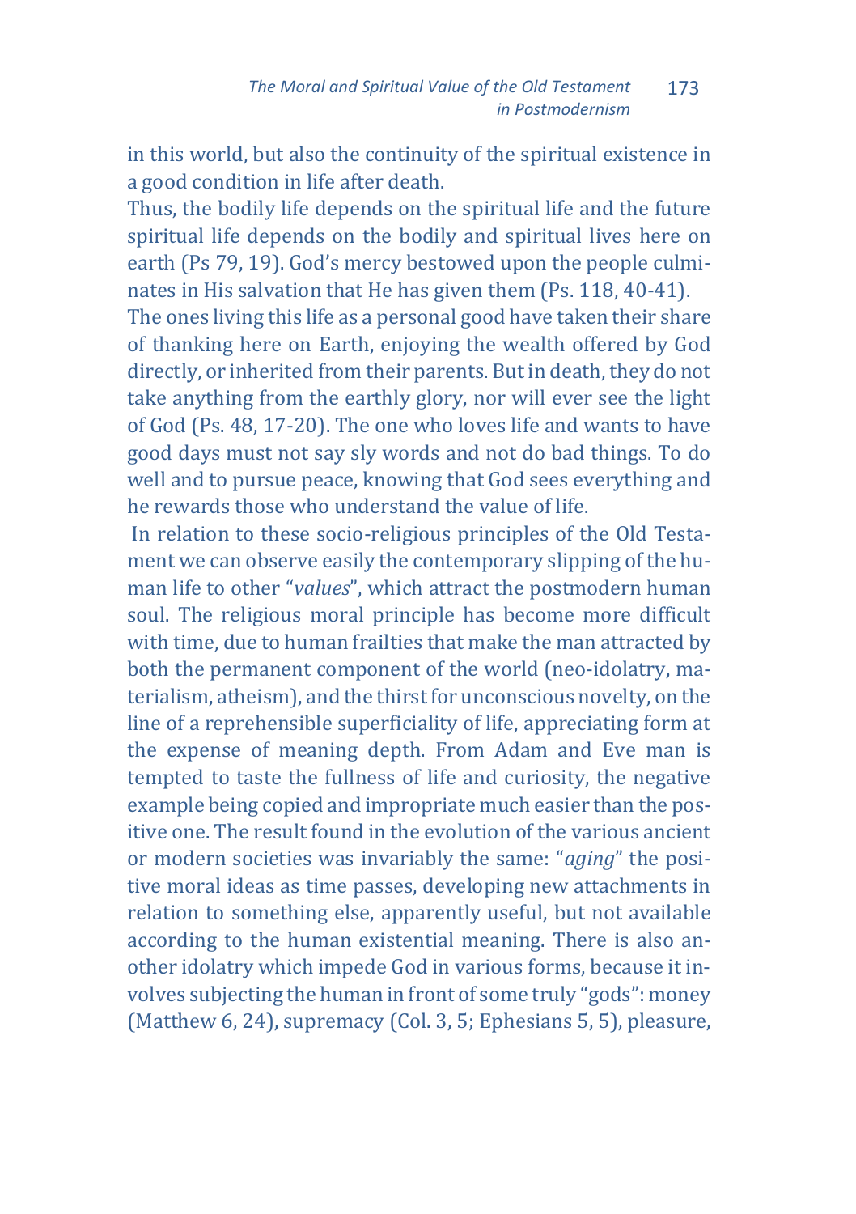in this world, but also the continuity of the spiritual existence in a good condition in life after death.

Thus, the bodily life depends on the spiritual life and the future spiritual life depends on the bodily and spiritual lives here on earth (Ps 79, 19). God's mercy bestowed upon the people culminates in His salvation that He has given them (Ps. 118, 40-41).

The ones living this life as a personal good have taken their share of thanking here on Earth, enjoying the wealth offered by God directly, or inherited from their parents. But in death, they do not take anything from the earthly glory, nor will ever see the light of God (Ps. 48, 17-20). The one who loves life and wants to have good days must not say sly words and not do bad things. To do well and to pursue peace, knowing that God sees everything and he rewards those who understand the value of life.

In relation to these socio-religious principles of the Old Testament we can observe easily the contemporary slipping of the human life to other "*values*", which attract the postmodern human soul. The religious moral principle has become more difficult with time, due to human frailties that make the man attracted by both the permanent component of the world (neo-idolatry, materialism, atheism), and the thirst for unconscious novelty, on the line of a reprehensible superficiality of life, appreciating form at the expense of meaning depth. From Adam and Eve man is tempted to taste the fullness of life and curiosity, the negative example being copied and impropriate much easier than the positive one. The result found in the evolution of the various ancient or modern societies was invariably the same: "*aging*" the positive moral ideas as time passes, developing new attachments in relation to something else, apparently useful, but not available according to the human existential meaning. There is also another idolatry which impede God in various forms, because it involves subjecting the human in front of some truly "gods": money (Matthew 6, 24), supremacy (Col. 3, 5; Ephesians 5, 5), pleasure,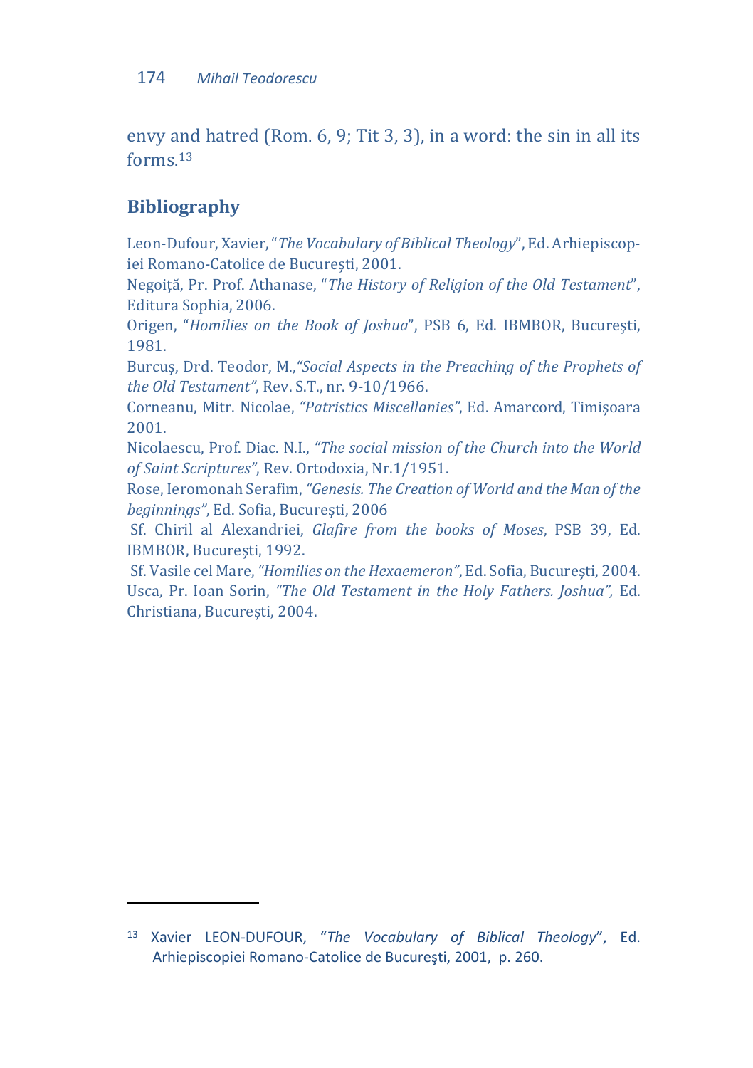envy and hatred (Rom. 6, 9; Tit 3, 3), in a word: the sin in all its forms.[13]

## Bibliography

Leon-Dufour, Xavier, "*The Vocabulary of Biblical Theology*", Ed. Arhiepiscopiei Romano-Catolice de Bucureşti, 2001.
Negoiţă, Pr. Prof. Athanase, "*The History of Religion of the Old Testament*", Editura Sophia, 2006.
Origen, "*Homilies on the Book of Joshua*", PSB 6, Ed. IBMBOR, Bucureşti, 1981.
Burcuş, Drd. Teodor, M.,*"Social Aspects in the Preaching of the Prophets of the Old Testament"*, Rev. S.T., nr. 9-10/1966.
Corneanu, Mitr. Nicolae, *"Patristics Miscellanies"*, Ed. Amarcord, Timişoara 2001.
Nicolaescu, Prof. Diac. N.I., *"The social mission of the Church into the World of Saint Scriptures"*, Rev. Ortodoxia, Nr.1/1951.
Rose, Ieromonah Serafim, *"Genesis. The Creation of World and the Man of the beginnings"*, Ed. Sofia, Bucureşti, 2006
Sf. Chiril al Alexandriei, *Glafire from the books of Moses*, PSB 39, Ed. IBMBOR, Bucureşti, 1992.
Sf. Vasile cel Mare, *"Homilies on the Hexaemeron"*, Ed. Sofia, Bucureşti, 2004.
Usca, Pr. Ioan Sorin, *"The Old Testament in the Holy Fathers. Joshua",* Ed. Christiana, Bucureşti, 2004.

---

[13] Xavier LEON-DUFOUR, "*The Vocabulary of Biblical Theology*", Ed. Arhiepiscopiei Romano-Catolice de Bucureşti, 2001, p. 260.